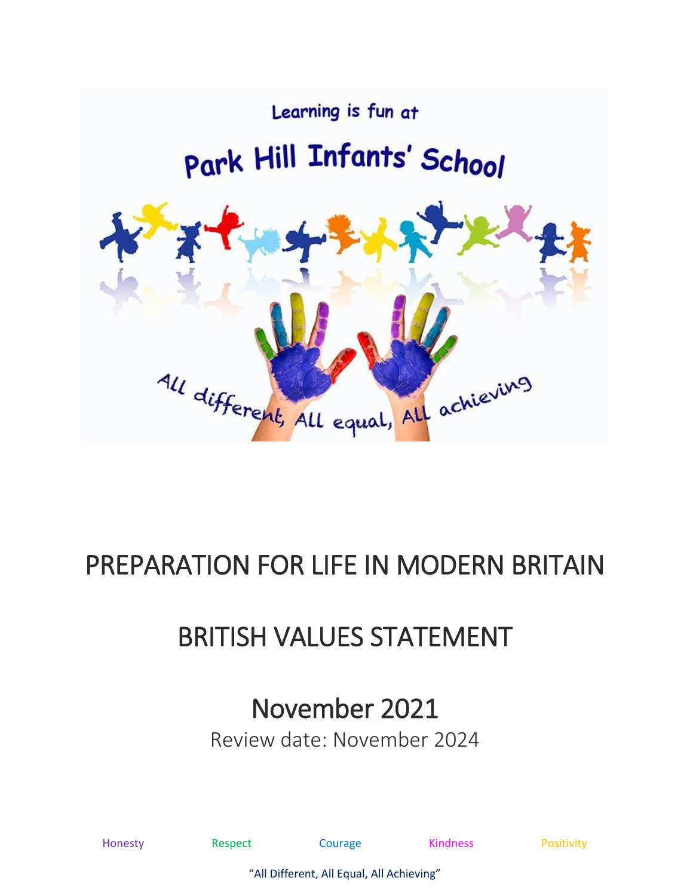Learning is fun at

Park Hill Infants' School

All different, All equal, All achieving

# PREPARATION FOR LIFE IN MODERN BRITAIN

# BRITISH VALUES STATEMENT

## November 2021

Review date: November 2024

Honesty Respect Courage Kindness Positivity

"All Different, All Equal, All Achieving"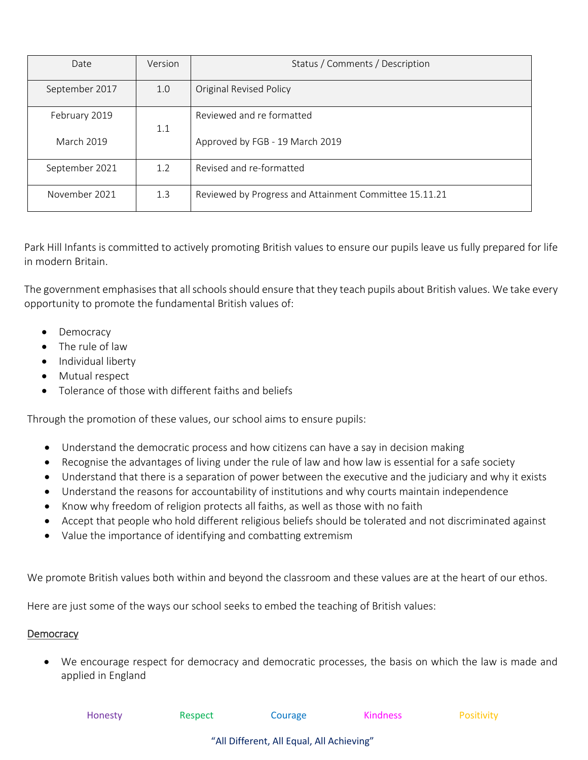| Date | Version | Status / Comments / Description |
|---|---|---|
| September 2017 | 1.0 | Original Revised Policy |
| February 2019<br><br>March 2019 | 1.1 | Reviewed and re formatted<br><br>Approved by FGB - 19 March 2019 |
| September 2021 | 1.2 | Revised and re-formatted |
| November 2021 | 1.3 | Reviewed by Progress and Attainment Committee 15.11.21 |

Park Hill Infants is committed to actively promoting British values to ensure our pupils leave us fully prepared for life in modern Britain.

The government emphasises that all schools should ensure that they teach pupils about British values. We take every opportunity to promote the fundamental British values of:

- Democracy
- The rule of law
- Individual liberty
- Mutual respect
- Tolerance of those with different faiths and beliefs

Through the promotion of these values, our school aims to ensure pupils:

- Understand the democratic process and how citizens can have a say in decision making
- Recognise the advantages of living under the rule of law and how law is essential for a safe society
- Understand that there is a separation of power between the executive and the judiciary and why it exists
- Understand the reasons for accountability of institutions and why courts maintain independence
- Know why freedom of religion protects all faiths, as well as those with no faith
- Accept that people who hold different religious beliefs should be tolerated and not discriminated against
- Value the importance of identifying and combatting extremism

We promote British values both within and beyond the classroom and these values are at the heart of our ethos.

Here are just some of the ways our school seeks to embed the teaching of British values:

## Democracy

- We encourage respect for democracy and democratic processes, the basis on which the law is made and applied in England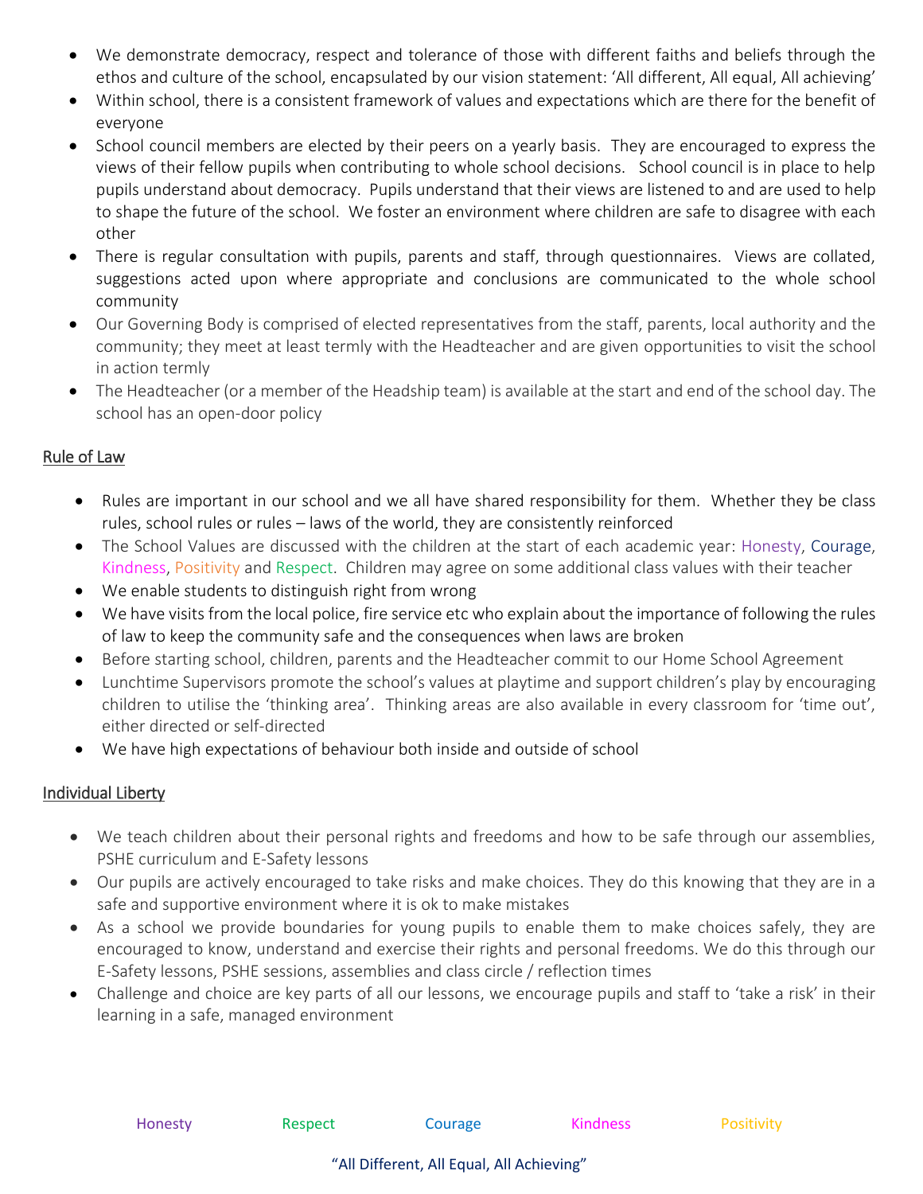- We demonstrate democracy, respect and tolerance of those with different faiths and beliefs through the ethos and culture of the school, encapsulated by our vision statement: 'All different, All equal, All achieving'
- Within school, there is a consistent framework of values and expectations which are there for the benefit of everyone
- School council members are elected by their peers on a yearly basis. They are encouraged to express the views of their fellow pupils when contributing to whole school decisions. School council is in place to help pupils understand about democracy. Pupils understand that their views are listened to and are used to help to shape the future of the school. We foster an environment where children are safe to disagree with each other
- There is regular consultation with pupils, parents and staff, through questionnaires. Views are collated, suggestions acted upon where appropriate and conclusions are communicated to the whole school community
- Our Governing Body is comprised of elected representatives from the staff, parents, local authority and the community; they meet at least termly with the Headteacher and are given opportunities to visit the school in action termly
- The Headteacher (or a member of the Headship team) is available at the start and end of the school day. The school has an open-door policy

## Rule of Law

- Rules are important in our school and we all have shared responsibility for them. Whether they be class rules, school rules or rules – laws of the world, they are consistently reinforced
- The School Values are discussed with the children at the start of each academic year: Honesty, Courage, Kindness, Positivity and Respect. Children may agree on some additional class values with their teacher
- We enable students to distinguish right from wrong
- We have visits from the local police, fire service etc who explain about the importance of following the rules of law to keep the community safe and the consequences when laws are broken
- Before starting school, children, parents and the Headteacher commit to our Home School Agreement
- Lunchtime Supervisors promote the school's values at playtime and support children's play by encouraging children to utilise the 'thinking area'. Thinking areas are also available in every classroom for 'time out', either directed or self-directed
- We have high expectations of behaviour both inside and outside of school

## Individual Liberty

- We teach children about their personal rights and freedoms and how to be safe through our assemblies, PSHE curriculum and E-Safety lessons
- Our pupils are actively encouraged to take risks and make choices. They do this knowing that they are in a safe and supportive environment where it is ok to make mistakes
- As a school we provide boundaries for young pupils to enable them to make choices safely, they are encouraged to know, understand and exercise their rights and personal freedoms. We do this through our E-Safety lessons, PSHE sessions, assemblies and class circle / reflection times
- Challenge and choice are key parts of all our lessons, we encourage pupils and staff to 'take a risk' in their learning in a safe, managed environment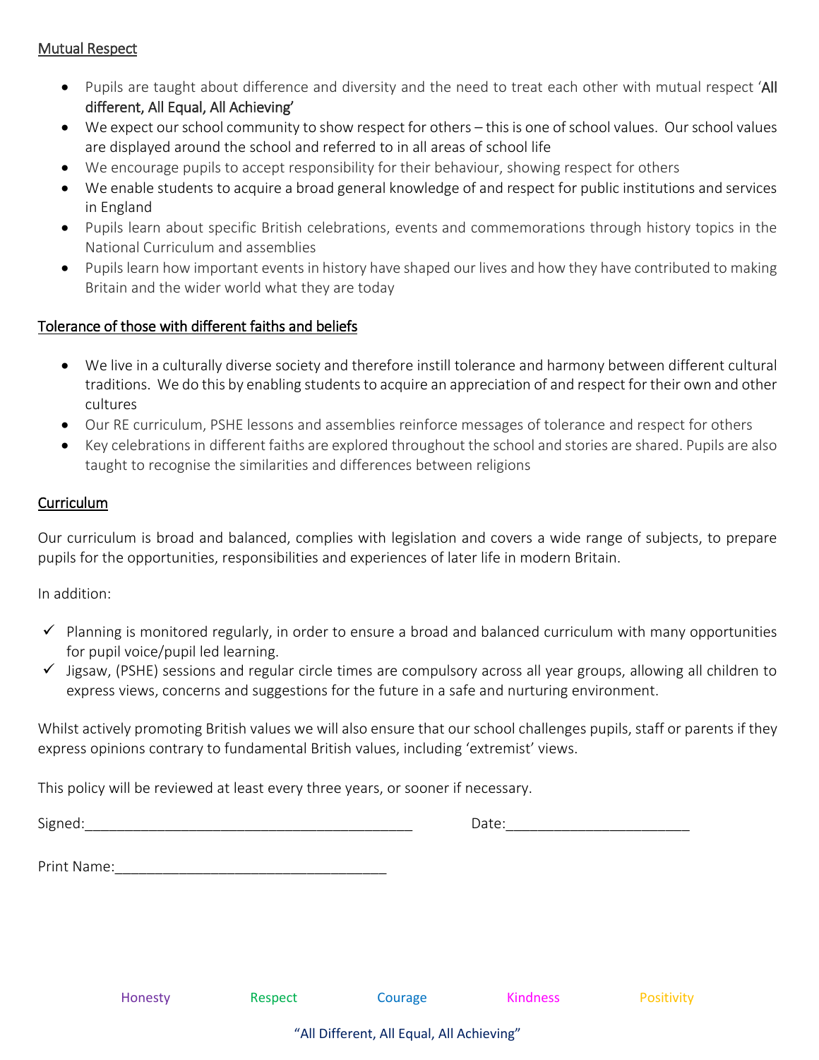Mutual Respect

- Pupils are taught about difference and diversity and the need to treat each other with mutual respect 'All different, All Equal, All Achieving'
- We expect our school community to show respect for others – this is one of school values. Our school values are displayed around the school and referred to in all areas of school life
- We encourage pupils to accept responsibility for their behaviour, showing respect for others
- We enable students to acquire a broad general knowledge of and respect for public institutions and services in England
- Pupils learn about specific British celebrations, events and commemorations through history topics in the National Curriculum and assemblies
- Pupils learn how important events in history have shaped our lives and how they have contributed to making Britain and the wider world what they are today

Tolerance of those with different faiths and beliefs

- We live in a culturally diverse society and therefore instill tolerance and harmony between different cultural traditions. We do this by enabling students to acquire an appreciation of and respect for their own and other cultures
- Our RE curriculum, PSHE lessons and assemblies reinforce messages of tolerance and respect for others
- Key celebrations in different faiths are explored throughout the school and stories are shared. Pupils are also taught to recognise the similarities and differences between religions

Curriculum

Our curriculum is broad and balanced, complies with legislation and covers a wide range of subjects, to prepare pupils for the opportunities, responsibilities and experiences of later life in modern Britain.

In addition:

- ✓ Planning is monitored regularly, in order to ensure a broad and balanced curriculum with many opportunities for pupil voice/pupil led learning.
- ✓ Jigsaw, (PSHE) sessions and regular circle times are compulsory across all year groups, allowing all children to express views, concerns and suggestions for the future in a safe and nurturing environment.

Whilst actively promoting British values we will also ensure that our school challenges pupils, staff or parents if they express opinions contrary to fundamental British values, including 'extremist' views.

This policy will be reviewed at least every three years, or sooner if necessary.

Signed:__________________________________________ Date:_______________________

Print Name:__________________________________

Honesty Respect Courage Kindness Positivity

"All Different, All Equal, All Achieving"